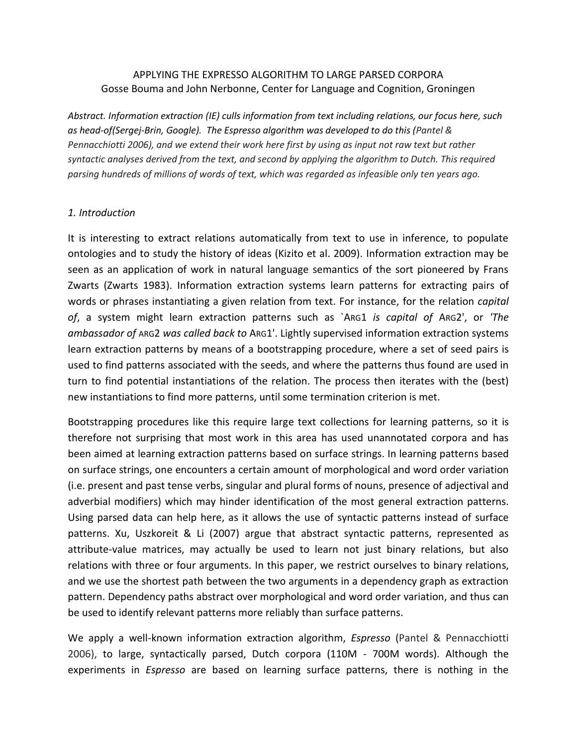APPLYING THE EXPRESSO ALGORITHM TO LARGE PARSED CORPORA

Gosse Bouma and John Nerbonne, Center for Language and Cognition, Groningen

*Abstract. Information extraction (IE) culls information from text including relations, our focus here, such as head-of(Sergej-Brin, Google). The Espresso algorithm was developed to do this (Pantel & Pennacchiotti 2006), and we extend their work here first by using as input not raw text but rather syntactic analyses derived from the text, and second by applying the algorithm to Dutch. This required parsing hundreds of millions of words of text, which was regarded as infeasible only ten years ago.*

## *1. Introduction*

It is interesting to extract relations automatically from text to use in inference, to populate ontologies and to study the history of ideas (Kizito et al. 2009). Information extraction may be seen as an application of work in natural language semantics of the sort pioneered by Frans Zwarts (Zwarts 1983). Information extraction systems learn patterns for extracting pairs of words or phrases instantiating a given relation from text. For instance, for the relation *capital of*, a system might learn extraction patterns such as `ARG1 *is capital of* ARG2', or *'The ambassador of* ARG2 *was called back to* ARG1'. Lightly supervised information extraction systems learn extraction patterns by means of a bootstrapping procedure, where a set of seed pairs is used to find patterns associated with the seeds, and where the patterns thus found are used in turn to find potential instantiations of the relation. The process then iterates with the (best) new instantiations to find more patterns, until some termination criterion is met.

Bootstrapping procedures like this require large text collections for learning patterns, so it is therefore not surprising that most work in this area has used unannotated corpora and has been aimed at learning extraction patterns based on surface strings. In learning patterns based on surface strings, one encounters a certain amount of morphological and word order variation (i.e. present and past tense verbs, singular and plural forms of nouns, presence of adjectival and adverbial modifiers) which may hinder identification of the most general extraction patterns. Using parsed data can help here, as it allows the use of syntactic patterns instead of surface patterns. Xu, Uszkoreit & Li (2007) argue that abstract syntactic patterns, represented as attribute-value matrices, may actually be used to learn not just binary relations, but also relations with three or four arguments. In this paper, we restrict ourselves to binary relations, and we use the shortest path between the two arguments in a dependency graph as extraction pattern. Dependency paths abstract over morphological and word order variation, and thus can be used to identify relevant patterns more reliably than surface patterns.

We apply a well-known information extraction algorithm, *Espresso* (Pantel & Pennacchiotti 2006), to large, syntactically parsed, Dutch corpora (110M - 700M words). Although the experiments in *Espresso* are based on learning surface patterns, there is nothing in the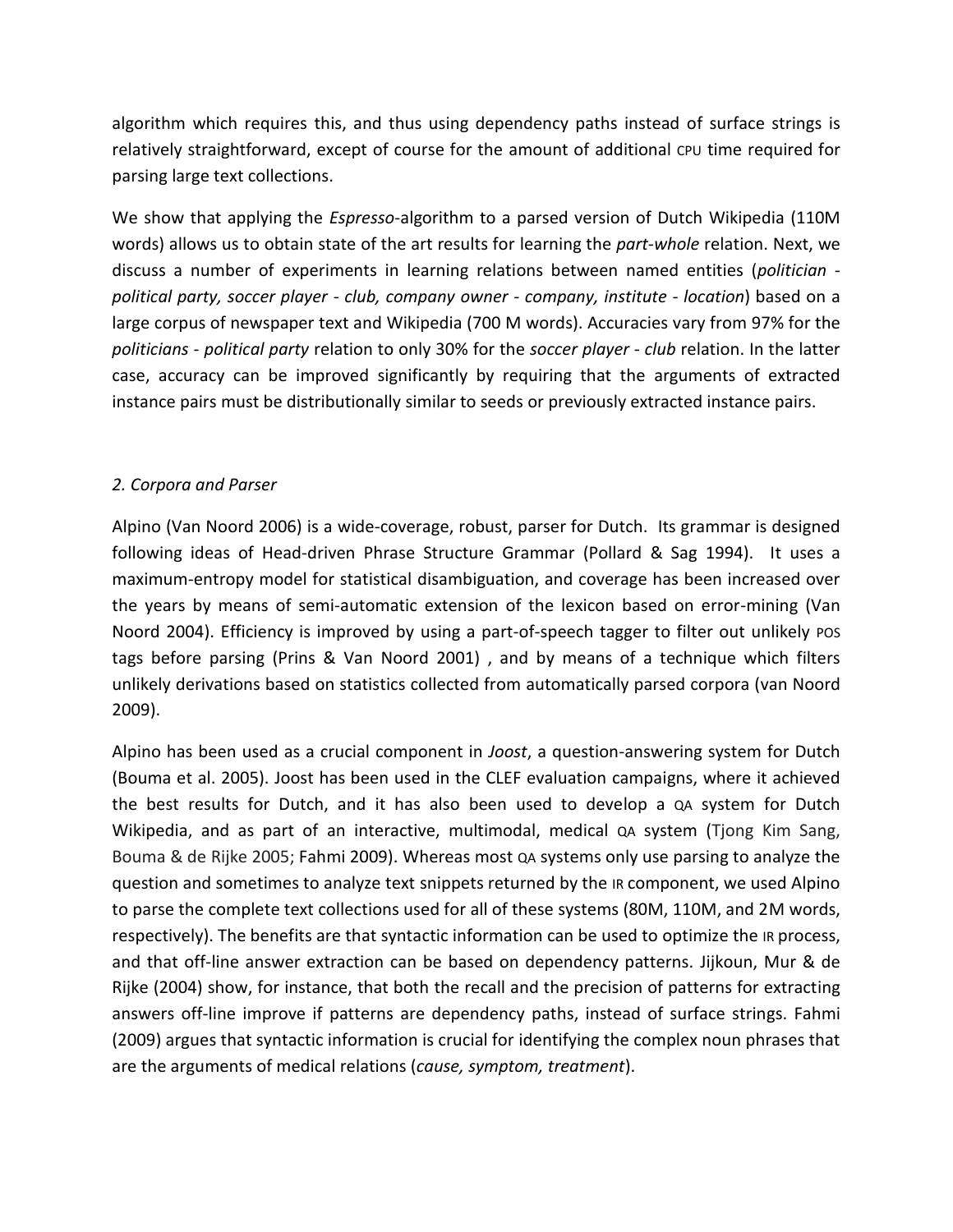algorithm which requires this, and thus using dependency paths instead of surface strings is relatively straightforward, except of course for the amount of additional CPU time required for parsing large text collections.

We show that applying the *Espresso*-algorithm to a parsed version of Dutch Wikipedia (110M words) allows us to obtain state of the art results for learning the *part-whole* relation. Next, we discuss a number of experiments in learning relations between named entities (*politician - political party, soccer player - club, company owner - company, institute - location*) based on a large corpus of newspaper text and Wikipedia (700 M words). Accuracies vary from 97% for the *politicians - political party* relation to only 30% for the *soccer player - club* relation. In the latter case, accuracy can be improved significantly by requiring that the arguments of extracted instance pairs must be distributionally similar to seeds or previously extracted instance pairs.

## *2. Corpora and Parser*

Alpino (Van Noord 2006) is a wide-coverage, robust, parser for Dutch. Its grammar is designed following ideas of Head-driven Phrase Structure Grammar (Pollard & Sag 1994). It uses a maximum-entropy model for statistical disambiguation, and coverage has been increased over the years by means of semi-automatic extension of the lexicon based on error-mining (Van Noord 2004). Efficiency is improved by using a part-of-speech tagger to filter out unlikely POS tags before parsing (Prins & Van Noord 2001) , and by means of a technique which filters unlikely derivations based on statistics collected from automatically parsed corpora (van Noord 2009).

Alpino has been used as a crucial component in *Joost*, a question-answering system for Dutch (Bouma et al. 2005). Joost has been used in the CLEF evaluation campaigns, where it achieved the best results for Dutch, and it has also been used to develop a QA system for Dutch Wikipedia, and as part of an interactive, multimodal, medical QA system (Tjong Kim Sang, Bouma & de Rijke 2005; Fahmi 2009). Whereas most QA systems only use parsing to analyze the question and sometimes to analyze text snippets returned by the IR component, we used Alpino to parse the complete text collections used for all of these systems (80M, 110M, and 2M words, respectively). The benefits are that syntactic information can be used to optimize the IR process, and that off-line answer extraction can be based on dependency patterns. Jijkoun, Mur & de Rijke (2004) show, for instance, that both the recall and the precision of patterns for extracting answers off-line improve if patterns are dependency paths, instead of surface strings. Fahmi (2009) argues that syntactic information is crucial for identifying the complex noun phrases that are the arguments of medical relations (*cause, symptom, treatment*).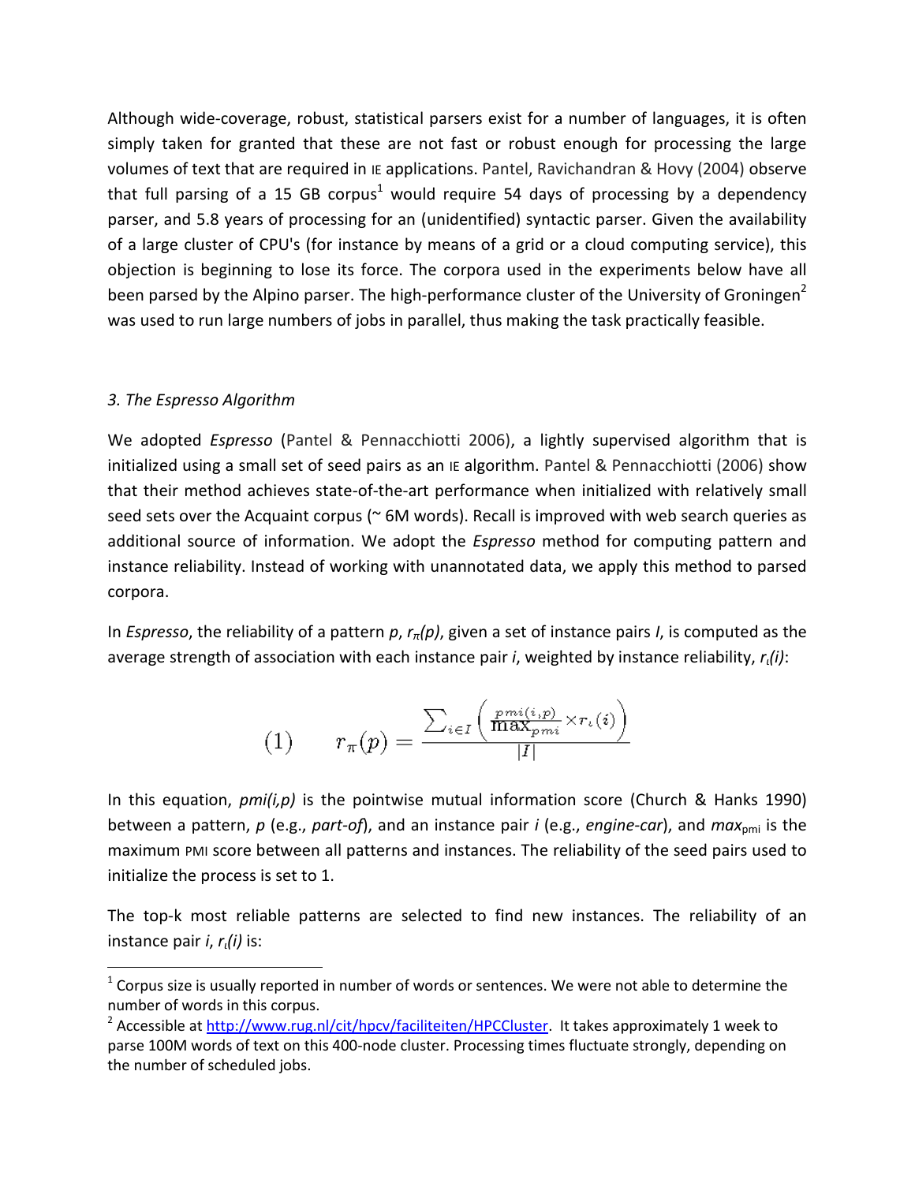Although wide-coverage, robust, statistical parsers exist for a number of languages, it is often simply taken for granted that these are not fast or robust enough for processing the large volumes of text that are required in IE applications. Pantel, Ravichandran & Hovy (2004) observe that full parsing of a 15 GB corpus[1] would require 54 days of processing by a dependency parser, and 5.8 years of processing for an (unidentified) syntactic parser. Given the availability of a large cluster of CPU's (for instance by means of a grid or a cloud computing service), this objection is beginning to lose its force. The corpora used in the experiments below have all been parsed by the Alpino parser. The high-performance cluster of the University of Groningen[2] was used to run large numbers of jobs in parallel, thus making the task practically feasible.

### *3. The Espresso Algorithm*

We adopted *Espresso* (Pantel & Pennacchiotti 2006), a lightly supervised algorithm that is initialized using a small set of seed pairs as an IE algorithm. Pantel & Pennacchiotti (2006) show that their method achieves state-of-the-art performance when initialized with relatively small seed sets over the Acquaint corpus (~ 6M words). Recall is improved with web search queries as additional source of information. We adopt the *Espresso* method for computing pattern and instance reliability. Instead of working with unannotated data, we apply this method to parsed corpora.

In *Espresso*, the reliability of a pattern *p*, $r_\pi(p)$, given a set of instance pairs *I*, is computed as the average strength of association with each instance pair *i*, weighted by instance reliability, $r_\iota(i)$:

$$(1) \qquad r_\pi(p) = \frac{\sum_{i \in I}\left(\frac{pmi(i,p)}{\max_{pmi}} \times r_\iota(i)\right)}{|I|}$$

In this equation, *pmi(i,p)* is the pointwise mutual information score (Church & Hanks 1990) between a pattern, *p* (e.g., *part-of*), and an instance pair *i* (e.g., *engine-car*), and $max_{pmi}$ is the maximum PMI score between all patterns and instances. The reliability of the seed pairs used to initialize the process is set to 1.

The top-k most reliable patterns are selected to find new instances. The reliability of an instance pair *i*, $r_\iota(i)$ is:

---

[1] Corpus size is usually reported in number of words or sentences. We were not able to determine the number of words in this corpus.

[2] Accessible at http://www.rug.nl/cit/hpcv/faciliteiten/HPCCluster. It takes approximately 1 week to parse 100M words of text on this 400-node cluster. Processing times fluctuate strongly, depending on the number of scheduled jobs.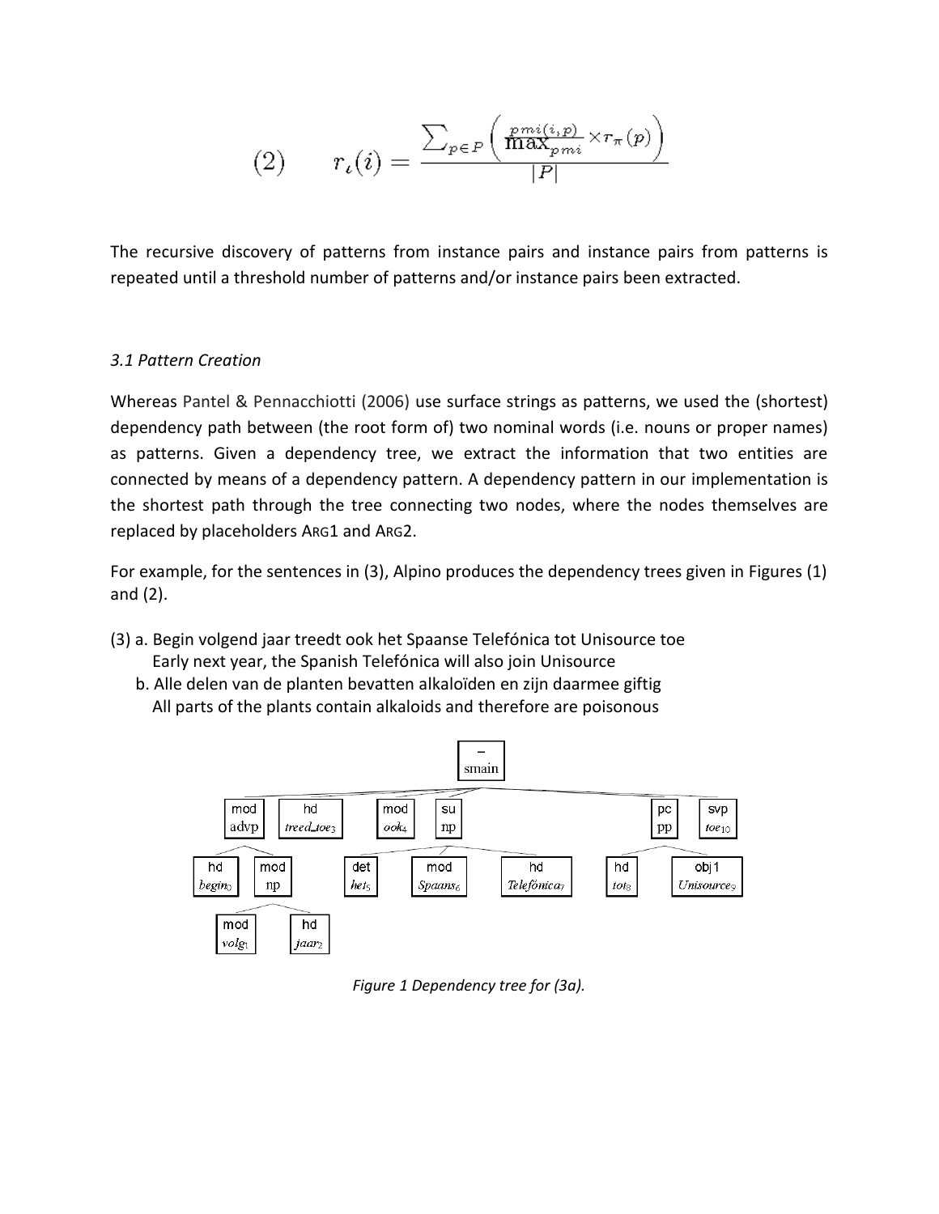$$(2) \qquad r_\iota(i) = \frac{\sum_{p \in P} \left( \frac{pmi(i,p)}{\max_{pmi}} \times r_\pi(p) \right)}{|P|}$$

The recursive discovery of patterns from instance pairs and instance pairs from patterns is repeated until a threshold number of patterns and/or instance pairs been extracted.

### *3.1 Pattern Creation*

Whereas Pantel & Pennacchiotti (2006) use surface strings as patterns, we used the (shortest) dependency path between (the root form of) two nominal words (i.e. nouns or proper names) as patterns. Given a dependency tree, we extract the information that two entities are connected by means of a dependency pattern. A dependency pattern in our implementation is the shortest path through the tree connecting two nodes, where the nodes themselves are replaced by placeholders ARG1 and ARG2.

For example, for the sentences in (3), Alpino produces the dependency trees given in Figures (1) and (2).

(3) a. Begin volgend jaar treedt ook het Spaanse Telefónica tot Unisource toe
   Early next year, the Spanish Telefónica will also join Unisource

   b. Alle delen van de planten bevatten alkaloïden en zijn daarmee giftig
   All parts of the plants contain alkaloids and therefore are poisonous

*Figure 1 Dependency tree for (3a).*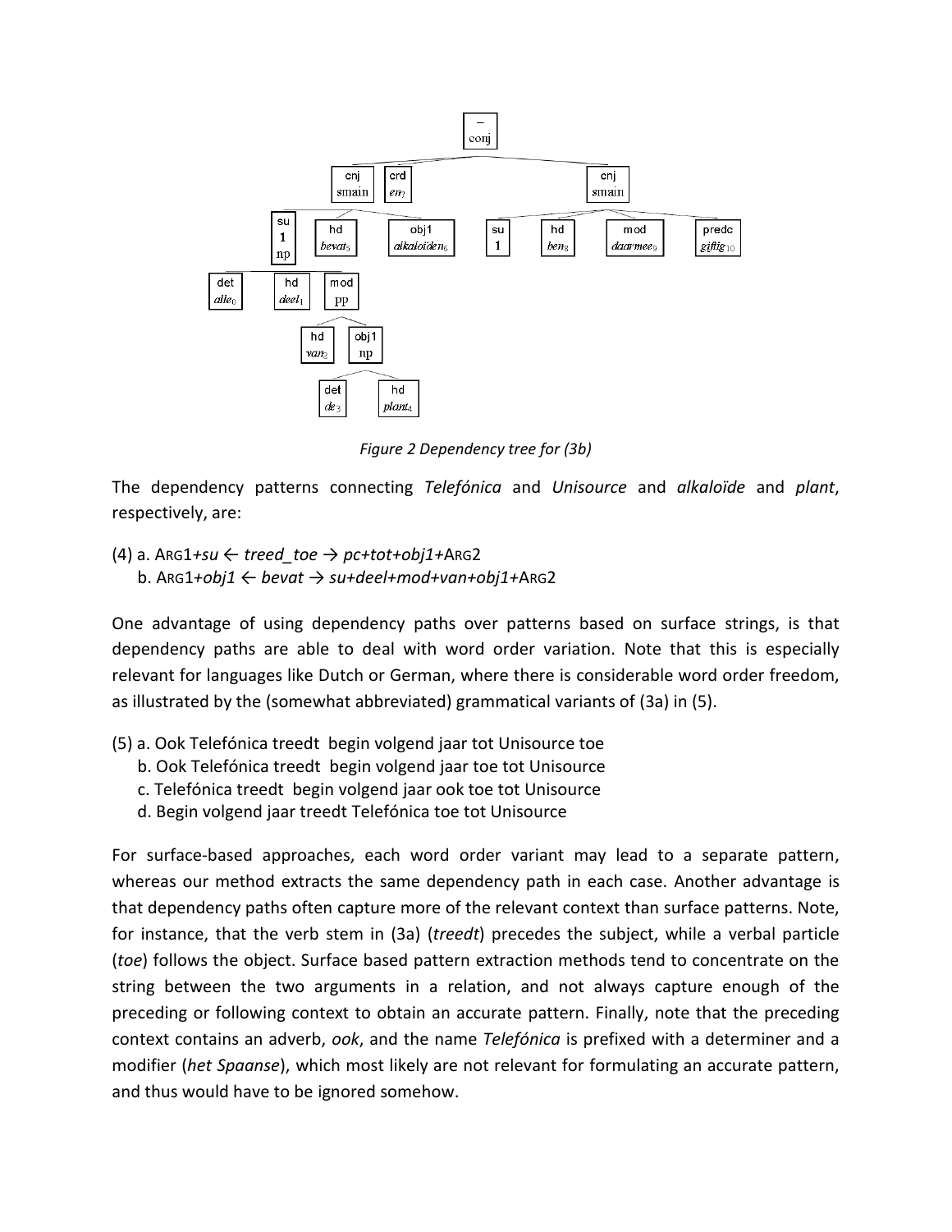Figure 2 Dependency tree for (3b)

The dependency patterns connecting *Telefónica* and *Unisource* and *alkaloïde* and *plant*, respectively, are:

(4) a. ARG1*+su ← treed_toe → pc+tot+obj1+*ARG2
    b. ARG1*+obj1 ← bevat → su+deel+mod+van+obj1+*ARG2

One advantage of using dependency paths over patterns based on surface strings, is that dependency paths are able to deal with word order variation. Note that this is especially relevant for languages like Dutch or German, where there is considerable word order freedom, as illustrated by the (somewhat abbreviated) grammatical variants of (3a) in (5).

(5) a. Ook Telefónica treedt begin volgend jaar tot Unisource toe
    b. Ook Telefónica treedt begin volgend jaar toe tot Unisource
    c. Telefónica treedt begin volgend jaar ook toe tot Unisource
    d. Begin volgend jaar treedt Telefónica toe tot Unisource

For surface-based approaches, each word order variant may lead to a separate pattern, whereas our method extracts the same dependency path in each case. Another advantage is that dependency paths often capture more of the relevant context than surface patterns. Note, for instance, that the verb stem in (3a) (*treedt*) precedes the subject, while a verbal particle (*toe*) follows the object. Surface based pattern extraction methods tend to concentrate on the string between the two arguments in a relation, and not always capture enough of the preceding or following context to obtain an accurate pattern. Finally, note that the preceding context contains an adverb, *ook*, and the name *Telefónica* is prefixed with a determiner and a modifier (*het Spaanse*), which most likely are not relevant for formulating an accurate pattern, and thus would have to be ignored somehow.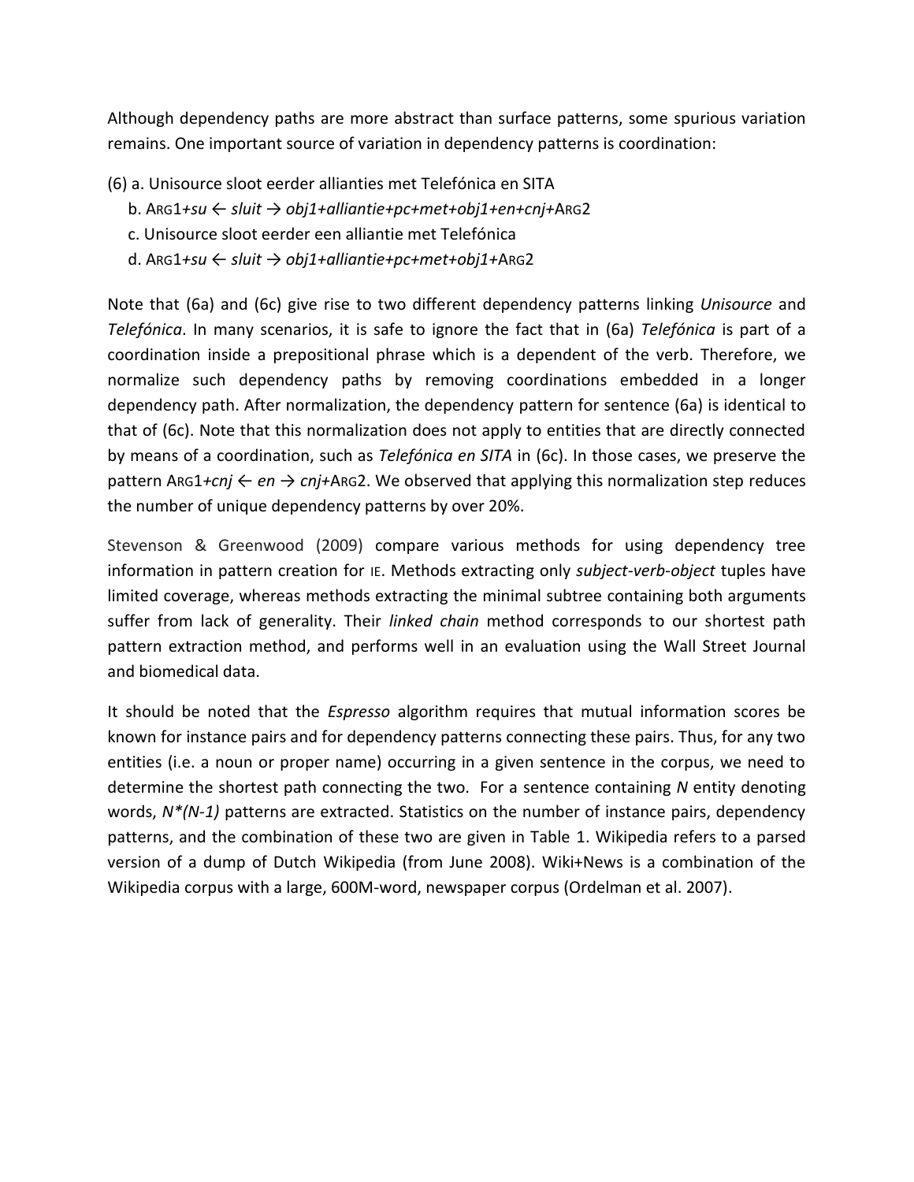Although dependency paths are more abstract than surface patterns, some spurious variation remains. One important source of variation in dependency patterns is coordination:

(6) a. Unisource sloot eerder allianties met Telefónica en SITA

b. ARG1+*su* ← *sluit* → *obj1+alliantie+pc+met+obj1+en+cnj+*ARG2

c. Unisource sloot eerder een alliantie met Telefónica

d. ARG1+*su* ← *sluit* → *obj1+alliantie+pc+met+obj1+*ARG2

Note that (6a) and (6c) give rise to two different dependency patterns linking *Unisource* and *Telefónica*. In many scenarios, it is safe to ignore the fact that in (6a) *Telefónica* is part of a coordination inside a prepositional phrase which is a dependent of the verb. Therefore, we normalize such dependency paths by removing coordinations embedded in a longer dependency path. After normalization, the dependency pattern for sentence (6a) is identical to that of (6c). Note that this normalization does not apply to entities that are directly connected by means of a coordination, such as *Telefónica en SITA* in (6c). In those cases, we preserve the pattern ARG1+*cnj* ← *en* → *cnj*+ARG2. We observed that applying this normalization step reduces the number of unique dependency patterns by over 20%.

Stevenson & Greenwood (2009) compare various methods for using dependency tree information in pattern creation for IE. Methods extracting only *subject-verb-object* tuples have limited coverage, whereas methods extracting the minimal subtree containing both arguments suffer from lack of generality. Their *linked chain* method corresponds to our shortest path pattern extraction method, and performs well in an evaluation using the Wall Street Journal and biomedical data.

It should be noted that the *Espresso* algorithm requires that mutual information scores be known for instance pairs and for dependency patterns connecting these pairs. Thus, for any two entities (i.e. a noun or proper name) occurring in a given sentence in the corpus, we need to determine the shortest path connecting the two. For a sentence containing $N$ entity denoting words, $N*(N-1)$ patterns are extracted. Statistics on the number of instance pairs, dependency patterns, and the combination of these two are given in Table 1. Wikipedia refers to a parsed version of a dump of Dutch Wikipedia (from June 2008). Wiki+News is a combination of the Wikipedia corpus with a large, 600M-word, newspaper corpus (Ordelman et al. 2007).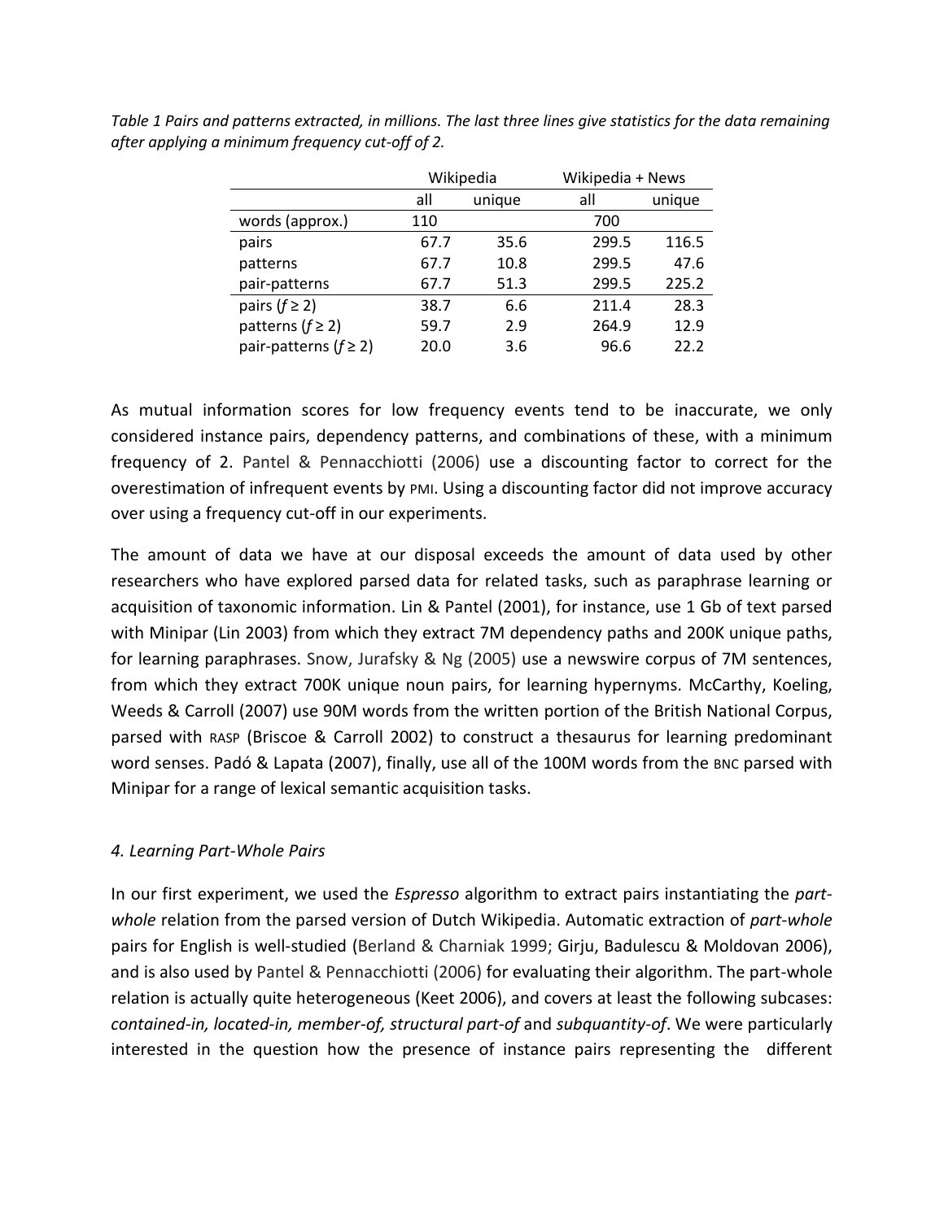*Table 1 Pairs and patterns extracted, in millions. The last three lines give statistics for the data remaining after applying a minimum frequency cut-off of 2.*

| | Wikipedia | | Wikipedia + News | |
|---|---|---|---|---|
| | all | unique | all | unique |
| words (approx.) | 110 | | 700 | |
| pairs | 67.7 | 35.6 | 299.5 | 116.5 |
| patterns | 67.7 | 10.8 | 299.5 | 47.6 |
| pair-patterns | 67.7 | 51.3 | 299.5 | 225.2 |
| pairs ($f \geq 2$) | 38.7 | 6.6 | 211.4 | 28.3 |
| patterns ($f \geq 2$) | 59.7 | 2.9 | 264.9 | 12.9 |
| pair-patterns ($f \geq 2$) | 20.0 | 3.6 | 96.6 | 22.2 |

As mutual information scores for low frequency events tend to be inaccurate, we only considered instance pairs, dependency patterns, and combinations of these, with a minimum frequency of 2. Pantel & Pennacchiotti (2006) use a discounting factor to correct for the overestimation of infrequent events by PMI. Using a discounting factor did not improve accuracy over using a frequency cut-off in our experiments.

The amount of data we have at our disposal exceeds the amount of data used by other researchers who have explored parsed data for related tasks, such as paraphrase learning or acquisition of taxonomic information. Lin & Pantel (2001), for instance, use 1 Gb of text parsed with Minipar (Lin 2003) from which they extract 7M dependency paths and 200K unique paths, for learning paraphrases. Snow, Jurafsky & Ng (2005) use a newswire corpus of 7M sentences, from which they extract 700K unique noun pairs, for learning hypernyms. McCarthy, Koeling, Weeds & Carroll (2007) use 90M words from the written portion of the British National Corpus, parsed with RASP (Briscoe & Carroll 2002) to construct a thesaurus for learning predominant word senses. Padó & Lapata (2007), finally, use all of the 100M words from the BNC parsed with Minipar for a range of lexical semantic acquisition tasks.

### *4. Learning Part-Whole Pairs*

In our first experiment, we used the *Espresso* algorithm to extract pairs instantiating the *part-whole* relation from the parsed version of Dutch Wikipedia. Automatic extraction of *part-whole* pairs for English is well-studied (Berland & Charniak 1999; Girju, Badulescu & Moldovan 2006), and is also used by Pantel & Pennacchiotti (2006) for evaluating their algorithm. The part-whole relation is actually quite heterogeneous (Keet 2006), and covers at least the following subcases: *contained-in, located-in, member-of, structural part-of* and *subquantity-of*. We were particularly interested in the question how the presence of instance pairs representing the different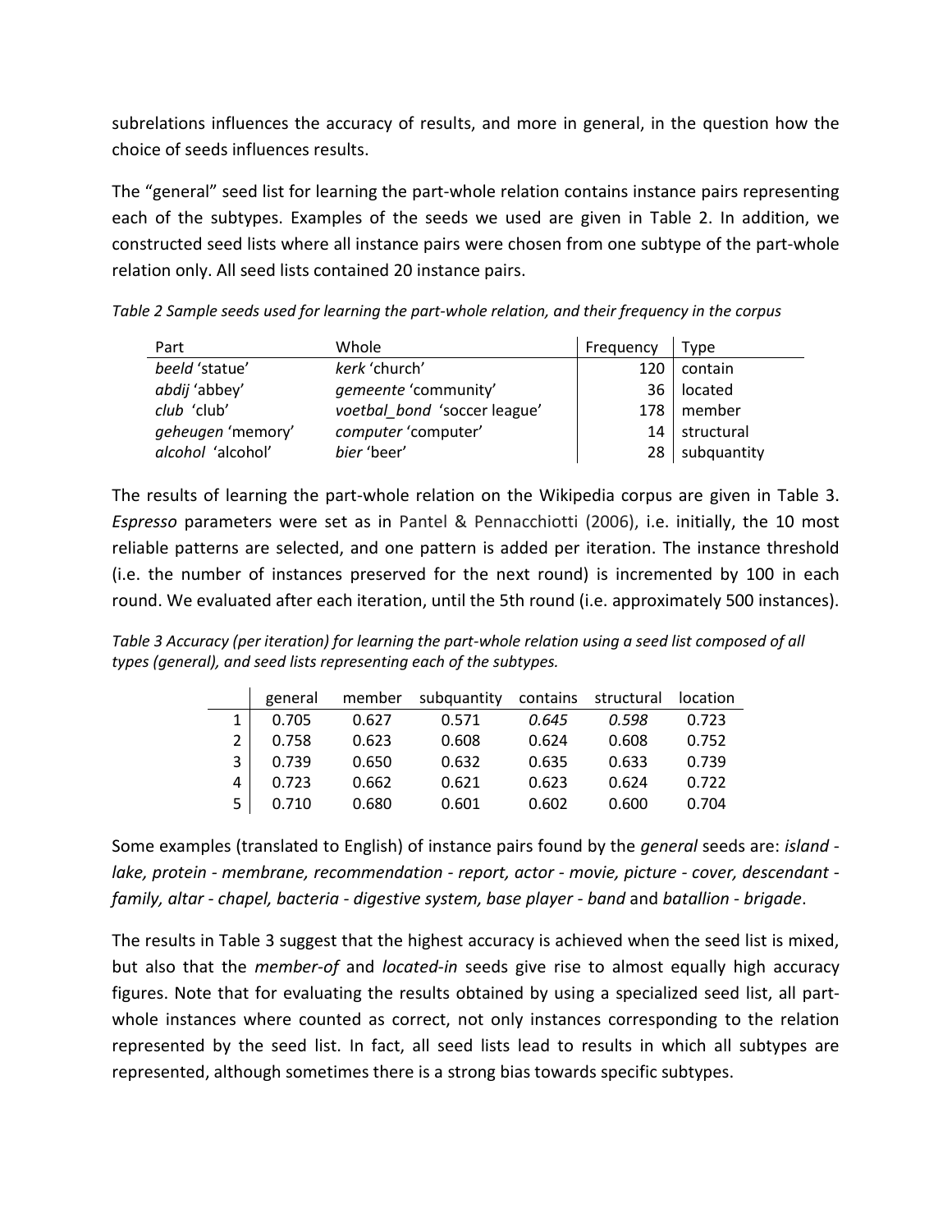subrelations influences the accuracy of results, and more in general, in the question how the choice of seeds influences results.

The "general" seed list for learning the part-whole relation contains instance pairs representing each of the subtypes. Examples of the seeds we used are given in Table 2. In addition, we constructed seed lists where all instance pairs were chosen from one subtype of the part-whole relation only. All seed lists contained 20 instance pairs.

*Table 2 Sample seeds used for learning the part-whole relation, and their frequency in the corpus*

| Part | Whole | Frequency | Type |
|---|---|---|---|
| *beeld* 'statue' | *kerk* 'church' | 120 | contain |
| *abdij* 'abbey' | *gemeente* 'community' | 36 | located |
| *club* 'club' | *voetbal_bond* 'soccer league' | 178 | member |
| *geheugen* 'memory' | *computer* 'computer' | 14 | structural |
| *alcohol* 'alcohol' | *bier* 'beer' | 28 | subquantity |

The results of learning the part-whole relation on the Wikipedia corpus are given in Table 3. *Espresso* parameters were set as in Pantel & Pennacchiotti (2006), i.e. initially, the 10 most reliable patterns are selected, and one pattern is added per iteration. The instance threshold (i.e. the number of instances preserved for the next round) is incremented by 100 in each round. We evaluated after each iteration, until the 5th round (i.e. approximately 500 instances).

*Table 3 Accuracy (per iteration) for learning the part-whole relation using a seed list composed of all types (general), and seed lists representing each of the subtypes.*

| | general | member | subquantity | contains | structural | location |
|---|---|---|---|---|---|---|
| 1 | 0.705 | 0.627 | 0.571 | *0.645* | *0.598* | 0.723 |
| 2 | 0.758 | 0.623 | 0.608 | 0.624 | 0.608 | 0.752 |
| 3 | 0.739 | 0.650 | 0.632 | 0.635 | 0.633 | 0.739 |
| 4 | 0.723 | 0.662 | 0.621 | 0.623 | 0.624 | 0.722 |
| 5 | 0.710 | 0.680 | 0.601 | 0.602 | 0.600 | 0.704 |

Some examples (translated to English) of instance pairs found by the *general* seeds are: *island - lake, protein - membrane, recommendation - report, actor - movie, picture - cover, descendant - family, altar - chapel, bacteria - digestive system, base player - band* and *batallion - brigade*.

The results in Table 3 suggest that the highest accuracy is achieved when the seed list is mixed, but also that the *member-of* and *located-in* seeds give rise to almost equally high accuracy figures. Note that for evaluating the results obtained by using a specialized seed list, all part-whole instances where counted as correct, not only instances corresponding to the relation represented by the seed list. In fact, all seed lists lead to results in which all subtypes are represented, although sometimes there is a strong bias towards specific subtypes.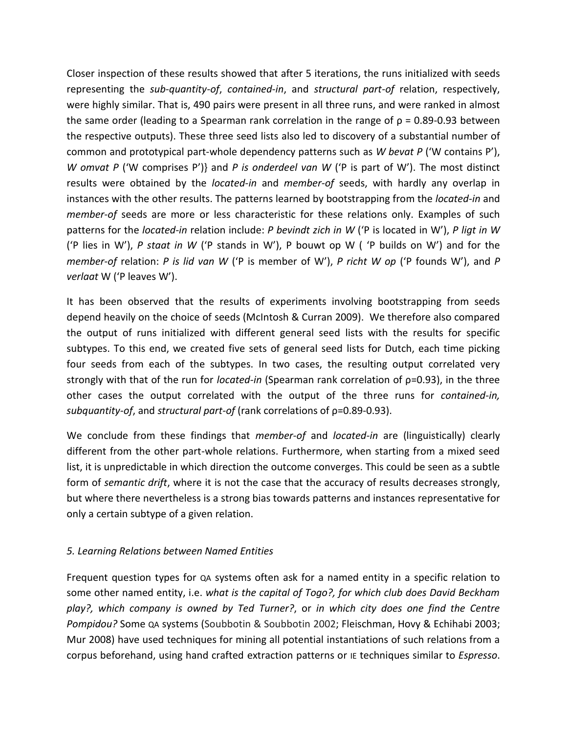Closer inspection of these results showed that after 5 iterations, the runs initialized with seeds representing the *sub-quantity-of*, *contained-in*, and *structural part-of* relation, respectively, were highly similar. That is, 490 pairs were present in all three runs, and were ranked in almost the same order (leading to a Spearman rank correlation in the range of ρ = 0.89-0.93 between the respective outputs). These three seed lists also led to discovery of a substantial number of common and prototypical part-whole dependency patterns such as *W bevat P* ('W contains P'), *W omvat P* ('W comprises P')} and *P is onderdeel van W* ('P is part of W'). The most distinct results were obtained by the *located-in* and *member-of* seeds, with hardly any overlap in instances with the other results. The patterns learned by bootstrapping from the *located-in* and *member-of* seeds are more or less characteristic for these relations only. Examples of such patterns for the *located-in* relation include: *P bevindt zich in W* ('P is located in W'), *P ligt in W* ('P lies in W'), *P staat in W* ('P stands in W'), P bouwt op W ( 'P builds on W') and for the *member-of* relation: *P is lid van W* ('P is member of W'), *P richt W op* ('P founds W'), and *P verlaat* W ('P leaves W').

It has been observed that the results of experiments involving bootstrapping from seeds depend heavily on the choice of seeds (McIntosh & Curran 2009). We therefore also compared the output of runs initialized with different general seed lists with the results for specific subtypes. To this end, we created five sets of general seed lists for Dutch, each time picking four seeds from each of the subtypes. In two cases, the resulting output correlated very strongly with that of the run for *located-in* (Spearman rank correlation of ρ=0.93), in the three other cases the output correlated with the output of the three runs for *contained-in, subquantity-of*, and *structural part-of* (rank correlations of ρ=0.89-0.93).

We conclude from these findings that *member-of* and *located-in* are (linguistically) clearly different from the other part-whole relations. Furthermore, when starting from a mixed seed list, it is unpredictable in which direction the outcome converges. This could be seen as a subtle form of *semantic drift*, where it is not the case that the accuracy of results decreases strongly, but where there nevertheless is a strong bias towards patterns and instances representative for only a certain subtype of a given relation.

## *5. Learning Relations between Named Entities*

Frequent question types for QA systems often ask for a named entity in a specific relation to some other named entity, i.e. *what is the capital of Togo?, for which club does David Beckham play?, which company is owned by Ted Turner?*, or *in which city does one find the Centre Pompidou?* Some QA systems (Soubbotin & Soubbotin 2002; Fleischman, Hovy & Echihabi 2003; Mur 2008) have used techniques for mining all potential instantiations of such relations from a corpus beforehand, using hand crafted extraction patterns or IE techniques similar to *Espresso*.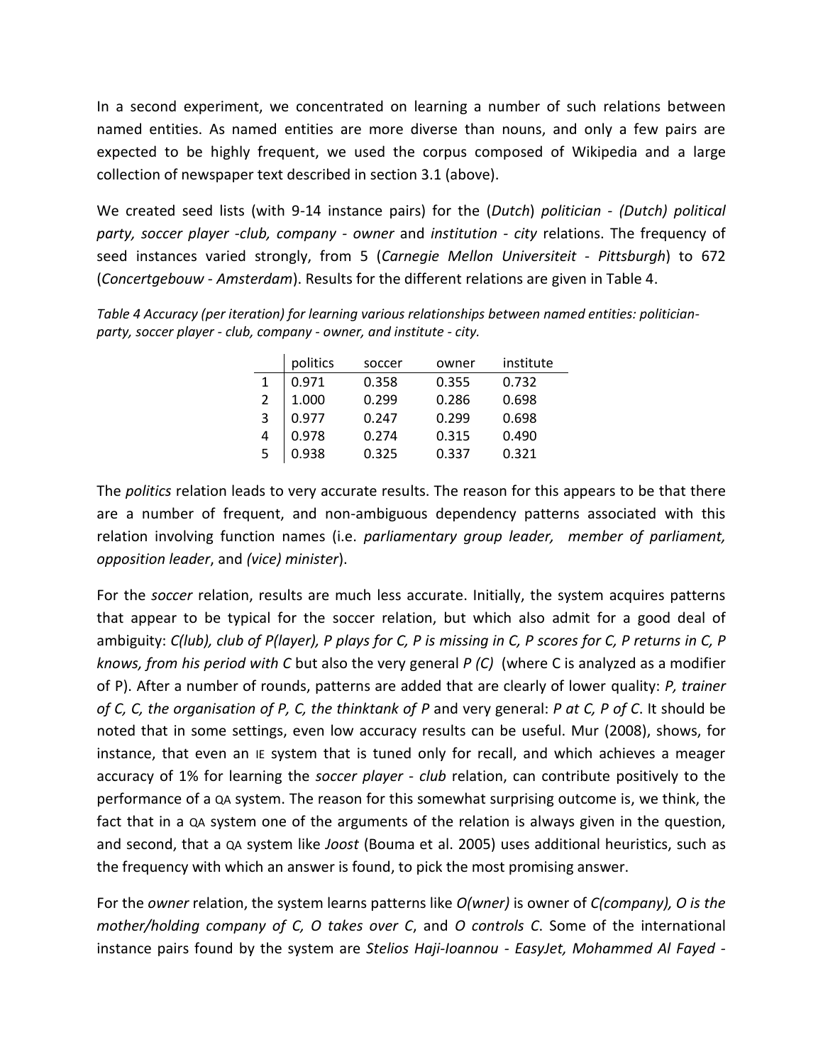In a second experiment, we concentrated on learning a number of such relations between named entities. As named entities are more diverse than nouns, and only a few pairs are expected to be highly frequent, we used the corpus composed of Wikipedia and a large collection of newspaper text described in section 3.1 (above).

We created seed lists (with 9-14 instance pairs) for the (*Dutch*) *politician - (Dutch) political party, soccer player -club, company - owner* and *institution - city* relations. The frequency of seed instances varied strongly, from 5 (*Carnegie Mellon Universiteit - Pittsburgh*) to 672 (*Concertgebouw - Amsterdam*). Results for the different relations are given in Table 4.

*Table 4 Accuracy (per iteration) for learning various relationships between named entities: politician-party, soccer player - club, company - owner, and institute - city.*

| | politics | soccer | owner | institute |
|---|---|---|---|---|
| 1 | 0.971 | 0.358 | 0.355 | 0.732 |
| 2 | 1.000 | 0.299 | 0.286 | 0.698 |
| 3 | 0.977 | 0.247 | 0.299 | 0.698 |
| 4 | 0.978 | 0.274 | 0.315 | 0.490 |
| 5 | 0.938 | 0.325 | 0.337 | 0.321 |

The *politics* relation leads to very accurate results. The reason for this appears to be that there are a number of frequent, and non-ambiguous dependency patterns associated with this relation involving function names (i.e. *parliamentary group leader, member of parliament, opposition leader*, and *(vice) minister*).

For the *soccer* relation, results are much less accurate. Initially, the system acquires patterns that appear to be typical for the soccer relation, but which also admit for a good deal of ambiguity: *C(lub), club of P(layer), P plays for C, P is missing in C, P scores for C, P returns in C, P knows, from his period with C* but also the very general *P (C)* (where C is analyzed as a modifier of P). After a number of rounds, patterns are added that are clearly of lower quality: *P, trainer of C, C, the organisation of P, C, the thinktank of P* and very general: *P at C, P of C*. It should be noted that in some settings, even low accuracy results can be useful. Mur (2008), shows, for instance, that even an IE system that is tuned only for recall, and which achieves a meager accuracy of 1% for learning the *soccer player - club* relation, can contribute positively to the performance of a QA system. The reason for this somewhat surprising outcome is, we think, the fact that in a QA system one of the arguments of the relation is always given in the question, and second, that a QA system like *Joost* (Bouma et al. 2005) uses additional heuristics, such as the frequency with which an answer is found, to pick the most promising answer.

For the *owner* relation, the system learns patterns like *O(wner)* is owner of *C(company), O is the mother/holding company of C, O takes over C*, and *O controls C*. Some of the international instance pairs found by the system are *Stelios Haji-Ioannou - EasyJet, Mohammed Al Fayed -*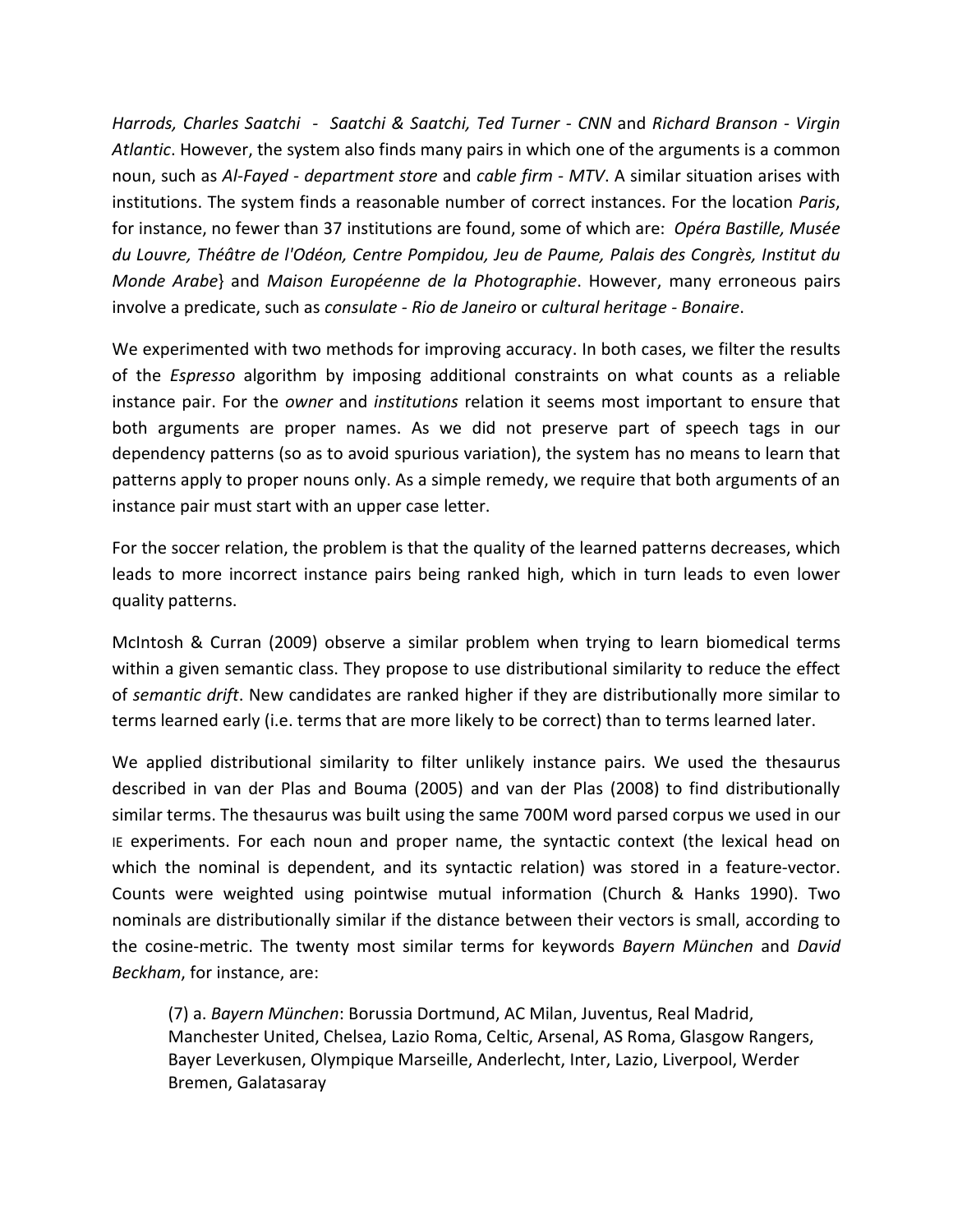*Harrods, Charles Saatchi - Saatchi & Saatchi, Ted Turner - CNN* and *Richard Branson - Virgin Atlantic*. However, the system also finds many pairs in which one of the arguments is a common noun, such as *Al-Fayed - department store* and *cable firm - MTV*. A similar situation arises with institutions. The system finds a reasonable number of correct instances. For the location *Paris*, for instance, no fewer than 37 institutions are found, some of which are: *Opéra Bastille, Musée du Louvre, Théâtre de l'Odéon, Centre Pompidou, Jeu de Paume, Palais des Congrès, Institut du Monde Arabe*} and *Maison Européenne de la Photographie*. However, many erroneous pairs involve a predicate, such as *consulate - Rio de Janeiro* or *cultural heritage - Bonaire*.

We experimented with two methods for improving accuracy. In both cases, we filter the results of the *Espresso* algorithm by imposing additional constraints on what counts as a reliable instance pair. For the *owner* and *institutions* relation it seems most important to ensure that both arguments are proper names. As we did not preserve part of speech tags in our dependency patterns (so as to avoid spurious variation), the system has no means to learn that patterns apply to proper nouns only. As a simple remedy, we require that both arguments of an instance pair must start with an upper case letter.

For the soccer relation, the problem is that the quality of the learned patterns decreases, which leads to more incorrect instance pairs being ranked high, which in turn leads to even lower quality patterns.

McIntosh & Curran (2009) observe a similar problem when trying to learn biomedical terms within a given semantic class. They propose to use distributional similarity to reduce the effect of *semantic drift*. New candidates are ranked higher if they are distributionally more similar to terms learned early (i.e. terms that are more likely to be correct) than to terms learned later.

We applied distributional similarity to filter unlikely instance pairs. We used the thesaurus described in van der Plas and Bouma (2005) and van der Plas (2008) to find distributionally similar terms. The thesaurus was built using the same 700M word parsed corpus we used in our IE experiments. For each noun and proper name, the syntactic context (the lexical head on which the nominal is dependent, and its syntactic relation) was stored in a feature-vector. Counts were weighted using pointwise mutual information (Church & Hanks 1990). Two nominals are distributionally similar if the distance between their vectors is small, according to the cosine-metric. The twenty most similar terms for keywords *Bayern München* and *David Beckham*, for instance, are:

> (7) a. *Bayern München*: Borussia Dortmund, AC Milan, Juventus, Real Madrid, Manchester United, Chelsea, Lazio Roma, Celtic, Arsenal, AS Roma, Glasgow Rangers, Bayer Leverkusen, Olympique Marseille, Anderlecht, Inter, Lazio, Liverpool, Werder Bremen, Galatasaray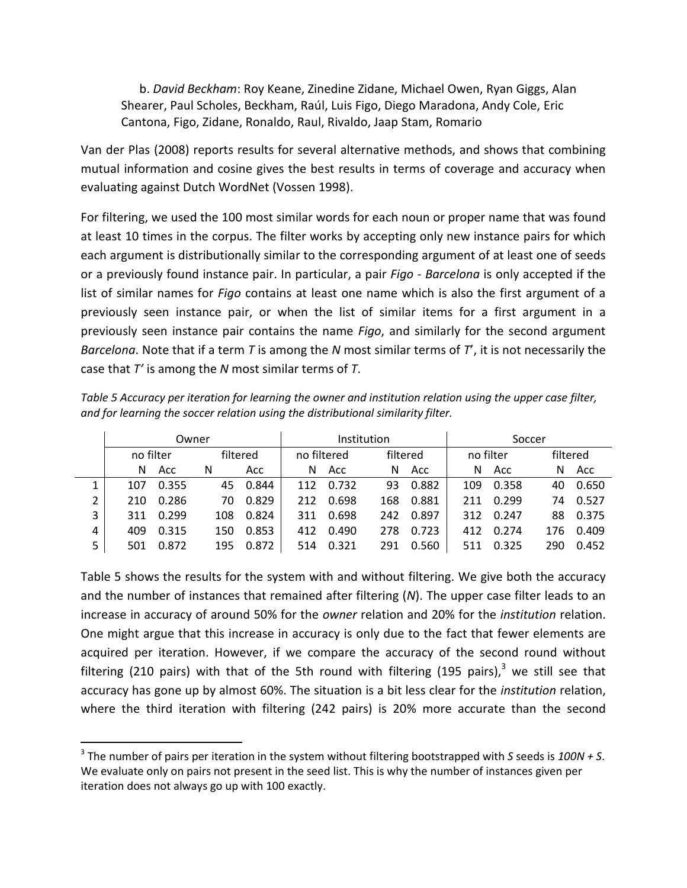b. *David Beckham*: Roy Keane, Zinedine Zidane, Michael Owen, Ryan Giggs, Alan Shearer, Paul Scholes, Beckham, Raúl, Luis Figo, Diego Maradona, Andy Cole, Eric Cantona, Figo, Zidane, Ronaldo, Raul, Rivaldo, Jaap Stam, Romario

Van der Plas (2008) reports results for several alternative methods, and shows that combining mutual information and cosine gives the best results in terms of coverage and accuracy when evaluating against Dutch WordNet (Vossen 1998).

For filtering, we used the 100 most similar words for each noun or proper name that was found at least 10 times in the corpus. The filter works by accepting only new instance pairs for which each argument is distributionally similar to the corresponding argument of at least one of seeds or a previously found instance pair. In particular, a pair *Figo - Barcelona* is only accepted if the list of similar names for *Figo* contains at least one name which is also the first argument of a previously seen instance pair, or when the list of similar items for a first argument in a previously seen instance pair contains the name *Figo*, and similarly for the second argument *Barcelona*. Note that if a term *T* is among the *N* most similar terms of *T*', it is not necessarily the case that *T'* is among the *N* most similar terms of *T*.

*Table 5 Accuracy per iteration for learning the owner and institution relation using the upper case filter, and for learning the soccer relation using the distributional similarity filter.*

| | Owner | | | | Institution | | | | Soccer | | | |
|---|---|---|---|---|---|---|---|---|---|---|---|---|
| | no filter | | filtered | | no filtered | | filtered | | no filter | | filtered | |
| | N | Acc | N | Acc | N | Acc | N | Acc | N | Acc | N | Acc |
| 1 | 107 | 0.355 | 45 | 0.844 | 112 | 0.732 | 93 | 0.882 | 109 | 0.358 | 40 | 0.650 |
| 2 | 210 | 0.286 | 70 | 0.829 | 212 | 0.698 | 168 | 0.881 | 211 | 0.299 | 74 | 0.527 |
| 3 | 311 | 0.299 | 108 | 0.824 | 311 | 0.698 | 242 | 0.897 | 312 | 0.247 | 88 | 0.375 |
| 4 | 409 | 0.315 | 150 | 0.853 | 412 | 0.490 | 278 | 0.723 | 412 | 0.274 | 176 | 0.409 |
| 5 | 501 | 0.872 | 195 | 0.872 | 514 | 0.321 | 291 | 0.560 | 511 | 0.325 | 290 | 0.452 |

Table 5 shows the results for the system with and without filtering. We give both the accuracy and the number of instances that remained after filtering (*N*). The upper case filter leads to an increase in accuracy of around 50% for the *owner* relation and 20% for the *institution* relation. One might argue that this increase in accuracy is only due to the fact that fewer elements are acquired per iteration. However, if we compare the accuracy of the second round without filtering (210 pairs) with that of the 5th round with filtering (195 pairs),[3] we still see that accuracy has gone up by almost 60%. The situation is a bit less clear for the *institution* relation, where the third iteration with filtering (242 pairs) is 20% more accurate than the second

[3] The number of pairs per iteration in the system without filtering bootstrapped with *S* seeds is *100N + S*. We evaluate only on pairs not present in the seed list. This is why the number of instances given per iteration does not always go up with 100 exactly.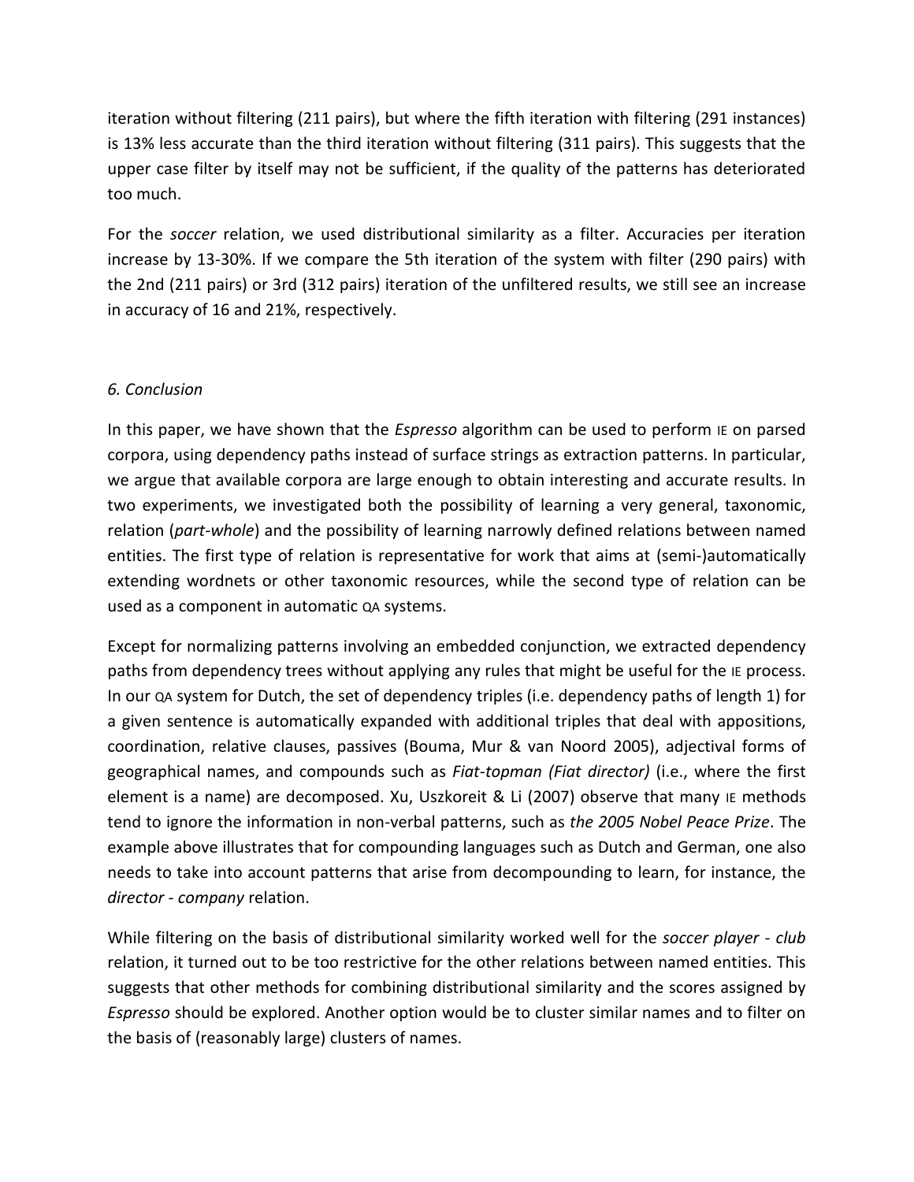iteration without filtering (211 pairs), but where the fifth iteration with filtering (291 instances) is 13% less accurate than the third iteration without filtering (311 pairs). This suggests that the upper case filter by itself may not be sufficient, if the quality of the patterns has deteriorated too much.

For the *soccer* relation, we used distributional similarity as a filter. Accuracies per iteration increase by 13-30%. If we compare the 5th iteration of the system with filter (290 pairs) with the 2nd (211 pairs) or 3rd (312 pairs) iteration of the unfiltered results, we still see an increase in accuracy of 16 and 21%, respectively.

## *6. Conclusion*

In this paper, we have shown that the *Espresso* algorithm can be used to perform IE on parsed corpora, using dependency paths instead of surface strings as extraction patterns. In particular, we argue that available corpora are large enough to obtain interesting and accurate results. In two experiments, we investigated both the possibility of learning a very general, taxonomic, relation (*part-whole*) and the possibility of learning narrowly defined relations between named entities. The first type of relation is representative for work that aims at (semi-)automatically extending wordnets or other taxonomic resources, while the second type of relation can be used as a component in automatic QA systems.

Except for normalizing patterns involving an embedded conjunction, we extracted dependency paths from dependency trees without applying any rules that might be useful for the IE process. In our QA system for Dutch, the set of dependency triples (i.e. dependency paths of length 1) for a given sentence is automatically expanded with additional triples that deal with appositions, coordination, relative clauses, passives (Bouma, Mur & van Noord 2005), adjectival forms of geographical names, and compounds such as *Fiat-topman (Fiat director)* (i.e., where the first element is a name) are decomposed. Xu, Uszkoreit & Li (2007) observe that many IE methods tend to ignore the information in non-verbal patterns, such as *the 2005 Nobel Peace Prize*. The example above illustrates that for compounding languages such as Dutch and German, one also needs to take into account patterns that arise from decompounding to learn, for instance, the *director - company* relation.

While filtering on the basis of distributional similarity worked well for the *soccer player - club* relation, it turned out to be too restrictive for the other relations between named entities. This suggests that other methods for combining distributional similarity and the scores assigned by *Espresso* should be explored. Another option would be to cluster similar names and to filter on the basis of (reasonably large) clusters of names.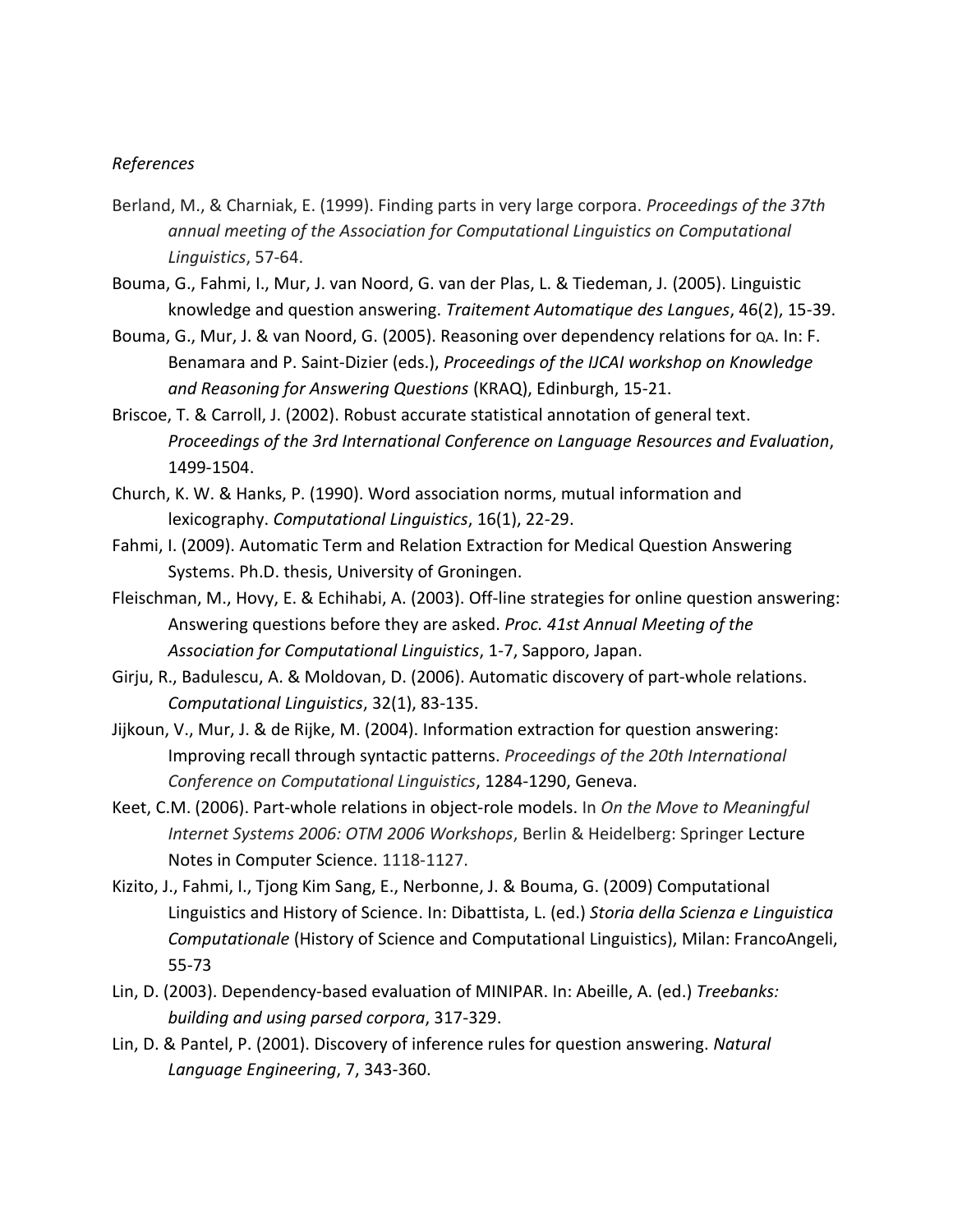*References*

Berland, M., & Charniak, E. (1999). Finding parts in very large corpora. *Proceedings of the 37th annual meeting of the Association for Computational Linguistics on Computational Linguistics*, 57-64.

Bouma, G., Fahmi, I., Mur, J. van Noord, G. van der Plas, L. & Tiedeman, J. (2005). Linguistic knowledge and question answering. *Traitement Automatique des Langues*, 46(2), 15-39.

Bouma, G., Mur, J. & van Noord, G. (2005). Reasoning over dependency relations for QA. In: F. Benamara and P. Saint-Dizier (eds.), *Proceedings of the IJCAI workshop on Knowledge and Reasoning for Answering Questions* (KRAQ), Edinburgh, 15-21.

Briscoe, T. & Carroll, J. (2002). Robust accurate statistical annotation of general text. *Proceedings of the 3rd International Conference on Language Resources and Evaluation*, 1499-1504.

Church, K. W. & Hanks, P. (1990). Word association norms, mutual information and lexicography. *Computational Linguistics*, 16(1), 22-29.

Fahmi, I. (2009). Automatic Term and Relation Extraction for Medical Question Answering Systems. Ph.D. thesis, University of Groningen.

Fleischman, M., Hovy, E. & Echihabi, A. (2003). Off-line strategies for online question answering: Answering questions before they are asked. *Proc. 41st Annual Meeting of the Association for Computational Linguistics*, 1-7, Sapporo, Japan.

Girju, R., Badulescu, A. & Moldovan, D. (2006). Automatic discovery of part-whole relations. *Computational Linguistics*, 32(1), 83-135.

Jijkoun, V., Mur, J. & de Rijke, M. (2004). Information extraction for question answering: Improving recall through syntactic patterns. *Proceedings of the 20th International Conference on Computational Linguistics*, 1284-1290, Geneva.

Keet, C.M. (2006). Part-whole relations in object-role models. In *On the Move to Meaningful Internet Systems 2006: OTM 2006 Workshops*, Berlin & Heidelberg: Springer Lecture Notes in Computer Science. 1118-1127.

Kizito, J., Fahmi, I., Tjong Kim Sang, E., Nerbonne, J. & Bouma, G. (2009) Computational Linguistics and History of Science. In: Dibattista, L. (ed.) *Storia della Scienza e Linguistica Computationale* (History of Science and Computational Linguistics), Milan: FrancoAngeli, 55-73

Lin, D. (2003). Dependency-based evaluation of MINIPAR. In: Abeille, A. (ed.) *Treebanks: building and using parsed corpora*, 317-329.

Lin, D. & Pantel, P. (2001). Discovery of inference rules for question answering. *Natural Language Engineering*, 7, 343-360.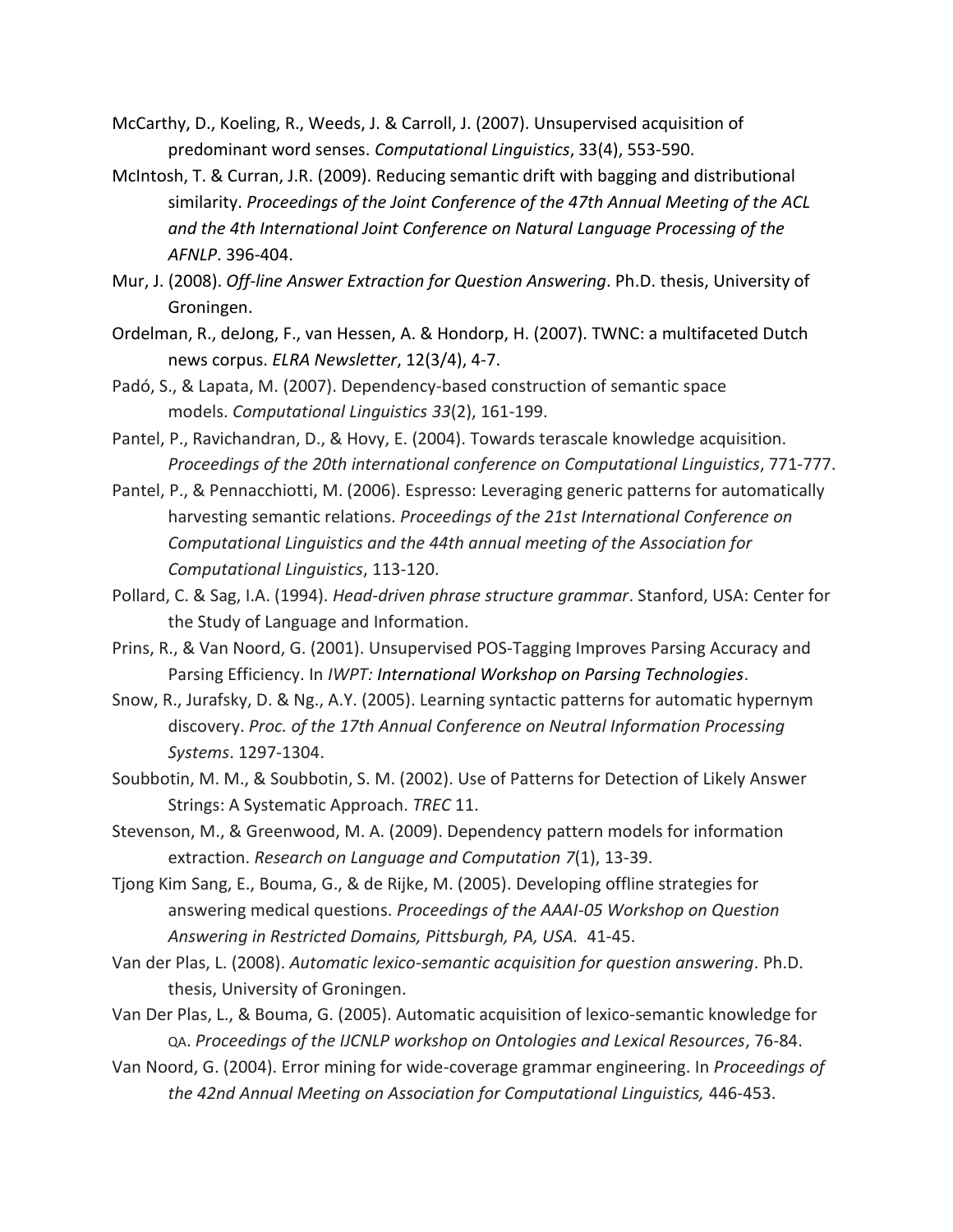McCarthy, D., Koeling, R., Weeds, J. & Carroll, J. (2007). Unsupervised acquisition of predominant word senses. *Computational Linguistics*, 33(4), 553-590.

McIntosh, T. & Curran, J.R. (2009). Reducing semantic drift with bagging and distributional similarity. *Proceedings of the Joint Conference of the 47th Annual Meeting of the ACL and the 4th International Joint Conference on Natural Language Processing of the AFNLP*. 396-404.

Mur, J. (2008). *Off-line Answer Extraction for Question Answering*. Ph.D. thesis, University of Groningen.

Ordelman, R., deJong, F., van Hessen, A. & Hondorp, H. (2007). TWNC: a multifaceted Dutch news corpus. *ELRA Newsletter*, 12(3/4), 4-7.

Padó, S., & Lapata, M. (2007). Dependency-based construction of semantic space models. *Computational Linguistics 33*(2), 161-199.

Pantel, P., Ravichandran, D., & Hovy, E. (2004). Towards terascale knowledge acquisition. *Proceedings of the 20th international conference on Computational Linguistics*, 771-777.

Pantel, P., & Pennacchiotti, M. (2006). Espresso: Leveraging generic patterns for automatically harvesting semantic relations. *Proceedings of the 21st International Conference on Computational Linguistics and the 44th annual meeting of the Association for Computational Linguistics*, 113-120.

Pollard, C. & Sag, I.A. (1994). *Head-driven phrase structure grammar*. Stanford, USA: Center for the Study of Language and Information.

Prins, R., & Van Noord, G. (2001). Unsupervised POS-Tagging Improves Parsing Accuracy and Parsing Efficiency. In *IWPT: International Workshop on Parsing Technologies*.

Snow, R., Jurafsky, D. & Ng., A.Y. (2005). Learning syntactic patterns for automatic hypernym discovery. *Proc. of the 17th Annual Conference on Neutral Information Processing Systems*. 1297-1304.

Soubbotin, M. M., & Soubbotin, S. M. (2002). Use of Patterns for Detection of Likely Answer Strings: A Systematic Approach. *TREC* 11.

Stevenson, M., & Greenwood, M. A. (2009). Dependency pattern models for information extraction. *Research on Language and Computation 7*(1), 13-39.

Tjong Kim Sang, E., Bouma, G., & de Rijke, M. (2005). Developing offline strategies for answering medical questions. *Proceedings of the AAAI-05 Workshop on Question Answering in Restricted Domains, Pittsburgh, PA, USA.* 41-45.

Van der Plas, L. (2008). *Automatic lexico-semantic acquisition for question answering*. Ph.D. thesis, University of Groningen.

Van Der Plas, L., & Bouma, G. (2005). Automatic acquisition of lexico-semantic knowledge for QA. *Proceedings of the IJCNLP workshop on Ontologies and Lexical Resources*, 76-84.

Van Noord, G. (2004). Error mining for wide-coverage grammar engineering. In *Proceedings of the 42nd Annual Meeting on Association for Computational Linguistics,* 446-453.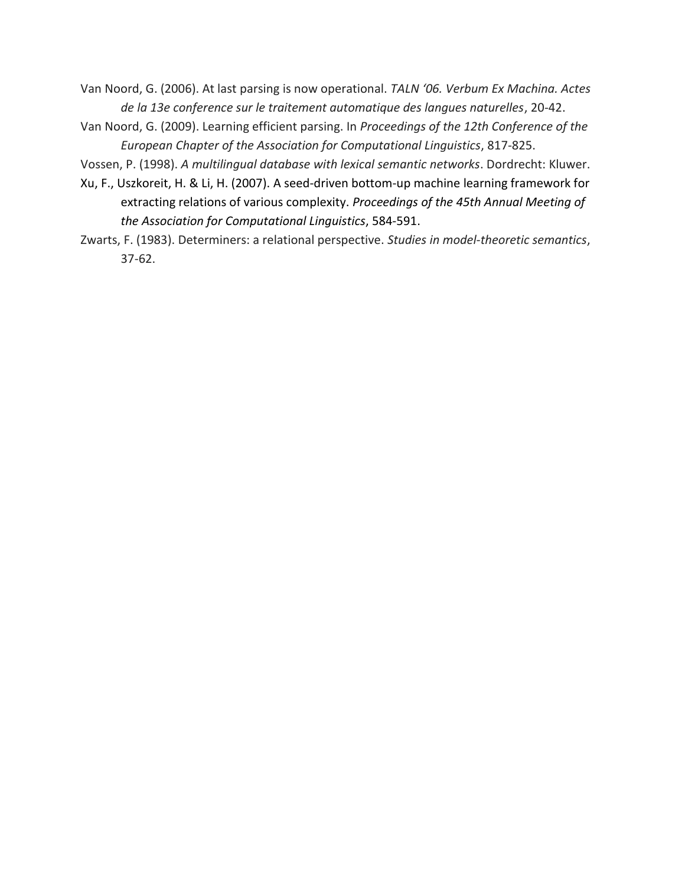Van Noord, G. (2006). At last parsing is now operational. *TALN '06. Verbum Ex Machina. Actes de la 13e conference sur le traitement automatique des langues naturelles*, 20-42.

Van Noord, G. (2009). Learning efficient parsing. In *Proceedings of the 12th Conference of the European Chapter of the Association for Computational Linguistics*, 817-825.

Vossen, P. (1998). *A multilingual database with lexical semantic networks*. Dordrecht: Kluwer.

Xu, F., Uszkoreit, H. & Li, H. (2007). A seed-driven bottom-up machine learning framework for extracting relations of various complexity. *Proceedings of the 45th Annual Meeting of the Association for Computational Linguistics*, 584-591.

Zwarts, F. (1983). Determiners: a relational perspective. *Studies in model-theoretic semantics*, 37-62.